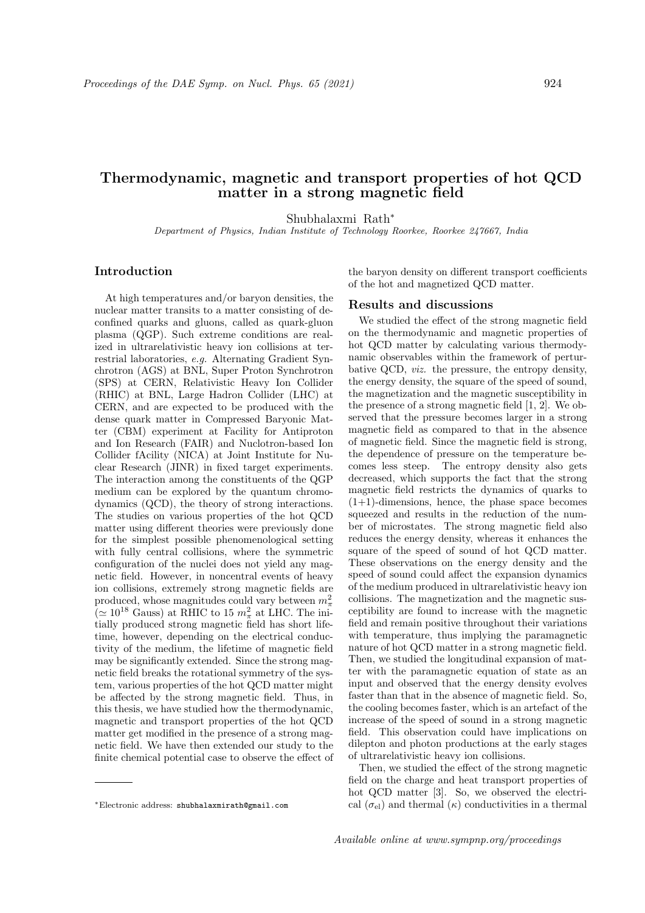# Thermodynamic, magnetic and transport properties of hot QCD matter in a strong magnetic field

Shubhalaxmi Rath*

*Department of Physics, Indian Institute of Technology Roorkee, Roorkee 247667, India*

## Introduction

At high temperatures and/or baryon densities, the nuclear matter transits to a matter consisting of deconfined quarks and gluons, called as quark-gluon plasma (QGP). Such extreme conditions are realized in ultrarelativistic heavy ion collisions at terrestrial laboratories, *e.g.* Alternating Gradient Synchrotron (AGS) at BNL, Super Proton Synchrotron (SPS) at CERN, Relativistic Heavy Ion Collider (RHIC) at BNL, Large Hadron Collider (LHC) at CERN, and are expected to be produced with the dense quark matter in Compressed Baryonic Matter (CBM) experiment at Facility for Antiproton and Ion Research (FAIR) and Nuclotron-based Ion Collider fAcility (NICA) at Joint Institute for Nuclear Research (JINR) in fixed target experiments. The interaction among the constituents of the QGP medium can be explored by the quantum chromodynamics (QCD), the theory of strong interactions. The studies on various properties of the hot QCD matter using different theories were previously done for the simplest possible phenomenological setting with fully central collisions, where the symmetric configuration of the nuclei does not yield any magnetic field. However, in noncentral events of heavy ion collisions, extremely strong magnetic fields are produced, whose magnitudes could vary between $m_\pi^2$ ($\simeq 10^{18}$ Gauss) at RHIC to 15 $m_\pi^2$ at LHC. The initially produced strong magnetic field has short lifetime, however, depending on the electrical conductivity of the medium, the lifetime of magnetic field may be significantly extended. Since the strong magnetic field breaks the rotational symmetry of the system, various properties of the hot QCD matter might be affected by the strong magnetic field. Thus, in this thesis, we have studied how the thermodynamic, magnetic and transport properties of the hot QCD matter get modified in the presence of a strong magnetic field. We have then extended our study to the finite chemical potential case to observe the effect of the baryon density on different transport coefficients of the hot and magnetized QCD matter.

## Results and discussions

We studied the effect of the strong magnetic field on the thermodynamic and magnetic properties of hot QCD matter by calculating various thermodynamic observables within the framework of perturbative QCD, *viz.* the pressure, the entropy density, the energy density, the square of the speed of sound, the magnetization and the magnetic susceptibility in the presence of a strong magnetic field [1, 2]. We observed that the pressure becomes larger in a strong magnetic field as compared to that in the absence of magnetic field. Since the magnetic field is strong, the dependence of pressure on the temperature becomes less steep. The entropy density also gets decreased, which supports the fact that the strong magnetic field restricts the dynamics of quarks to (1+1)-dimensions, hence, the phase space becomes squeezed and results in the reduction of the number of microstates. The strong magnetic field also reduces the energy density, whereas it enhances the square of the speed of sound of hot QCD matter. These observations on the energy density and the speed of sound could affect the expansion dynamics of the medium produced in ultrarelativistic heavy ion collisions. The magnetization and the magnetic susceptibility are found to increase with the magnetic field and remain positive throughout their variations with temperature, thus implying the paramagnetic nature of hot QCD matter in a strong magnetic field. Then, we studied the longitudinal expansion of matter with the paramagnetic equation of state as an input and observed that the energy density evolves faster than that in the absence of magnetic field. So, the cooling becomes faster, which is an artefact of the increase of the speed of sound in a strong magnetic field. This observation could have implications on dilepton and photon productions at the early stages of ultrarelativistic heavy ion collisions.

Then, we studied the effect of the strong magnetic field on the charge and heat transport properties of hot QCD matter [3]. So, we observed the electrical ($\sigma_{\rm el}$) and thermal ($\kappa$) conductivities in a thermal

*Electronic address: shubhalaxmirath@gmail.com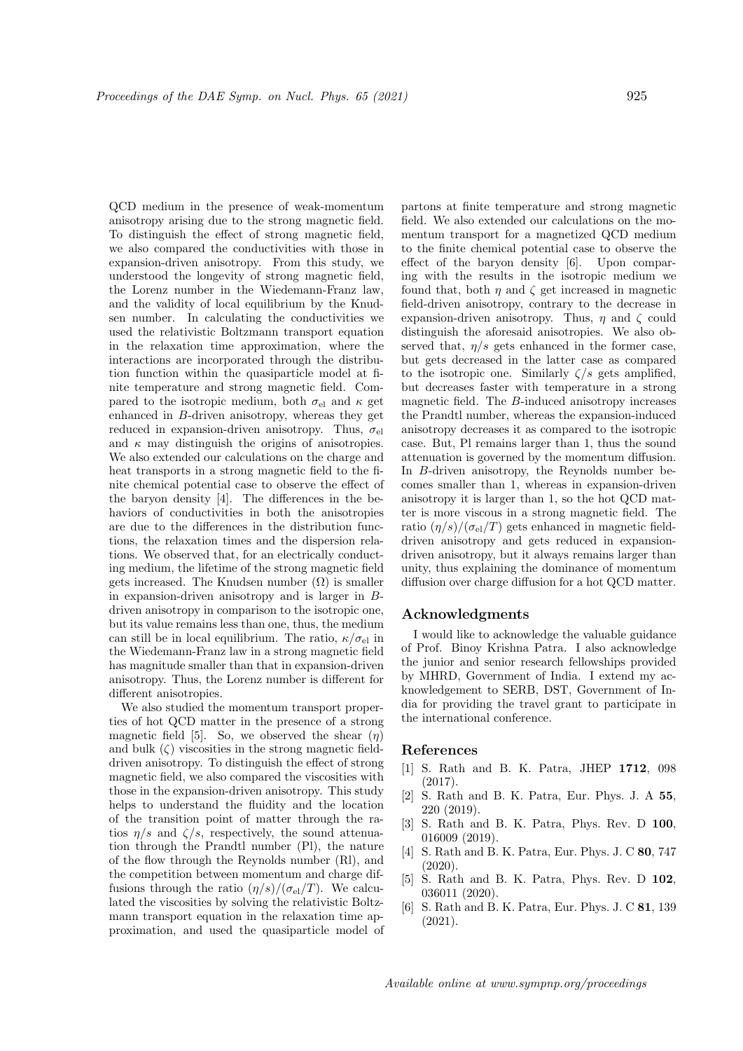QCD medium in the presence of weak-momentum anisotropy arising due to the strong magnetic field. To distinguish the effect of strong magnetic field, we also compared the conductivities with those in expansion-driven anisotropy. From this study, we understood the longevity of strong magnetic field, the Lorenz number in the Wiedemann-Franz law, and the validity of local equilibrium by the Knudsen number. In calculating the conductivities we used the relativistic Boltzmann transport equation in the relaxation time approximation, where the interactions are incorporated through the distribution function within the quasiparticle model at finite temperature and strong magnetic field. Compared to the isotropic medium, both $\sigma_{\rm el}$ and $\kappa$ get enhanced in $B$-driven anisotropy, whereas they get reduced in expansion-driven anisotropy. Thus, $\sigma_{\rm el}$ and $\kappa$ may distinguish the origins of anisotropies. We also extended our calculations on the charge and heat transports in a strong magnetic field to the finite chemical potential case to observe the effect of the baryon density [4]. The differences in the behaviors of conductivities in both the anisotropies are due to the differences in the distribution functions, the relaxation times and the dispersion relations. We observed that, for an electrically conducting medium, the lifetime of the strong magnetic field gets increased. The Knudsen number $(\Omega)$ is smaller in expansion-driven anisotropy and is larger in $B$-driven anisotropy in comparison to the isotropic one, but its value remains less than one, thus, the medium can still be in local equilibrium. The ratio, $\kappa/\sigma_{\rm el}$ in the Wiedemann-Franz law in a strong magnetic field has magnitude smaller than that in expansion-driven anisotropy. Thus, the Lorenz number is different for different anisotropies.

We also studied the momentum transport properties of hot QCD matter in the presence of a strong magnetic field [5]. So, we observed the shear $(\eta)$ and bulk $(\zeta)$ viscosities in the strong magnetic field-driven anisotropy. To distinguish the effect of strong magnetic field, we also compared the viscosities with those in the expansion-driven anisotropy. This study helps to understand the fluidity and the location of the transition point of matter through the ratios $\eta/s$ and $\zeta/s$, respectively, the sound attenuation through the Prandtl number (Pl), the nature of the flow through the Reynolds number (Rl), and the competition between momentum and charge diffusions through the ratio $(\eta/s)/(\sigma_{\rm el}/T)$. We calculated the viscosities by solving the relativistic Boltzmann transport equation in the relaxation time approximation, and used the quasiparticle model of partons at finite temperature and strong magnetic field. We also extended our calculations on the momentum transport for a magnetized QCD medium to the finite chemical potential case to observe the effect of the baryon density [6]. Upon comparing with the results in the isotropic medium we found that, both $\eta$ and $\zeta$ get increased in magnetic field-driven anisotropy, contrary to the decrease in expansion-driven anisotropy. Thus, $\eta$ and $\zeta$ could distinguish the aforesaid anisotropies. We also observed that, $\eta/s$ gets enhanced in the former case, but gets decreased in the latter case as compared to the isotropic one. Similarly $\zeta/s$ gets amplified, but decreases faster with temperature in a strong magnetic field. The $B$-induced anisotropy increases the Prandtl number, whereas the expansion-induced anisotropy decreases it as compared to the isotropic case. But, Pl remains larger than 1, thus the sound attenuation is governed by the momentum diffusion. In $B$-driven anisotropy, the Reynolds number becomes smaller than 1, whereas in expansion-driven anisotropy it is larger than 1, so the hot QCD matter is more viscous in a strong magnetic field. The ratio $(\eta/s)/(\sigma_{\rm el}/T)$ gets enhanced in magnetic field-driven anisotropy and gets reduced in expansion-driven anisotropy, but it always remains larger than unity, thus explaining the dominance of momentum diffusion over charge diffusion for a hot QCD matter.

## Acknowledgments

I would like to acknowledge the valuable guidance of Prof. Binoy Krishna Patra. I also acknowledge the junior and senior research fellowships provided by MHRD, Government of India. I extend my acknowledgement to SERB, DST, Government of India for providing the travel grant to participate in the international conference.

## References

[1] S. Rath and B. K. Patra, JHEP **1712**, 098 (2017).

[2] S. Rath and B. K. Patra, Eur. Phys. J. A **55**, 220 (2019).

[3] S. Rath and B. K. Patra, Phys. Rev. D **100**, 016009 (2019).

[4] S. Rath and B. K. Patra, Eur. Phys. J. C **80**, 747 (2020).

[5] S. Rath and B. K. Patra, Phys. Rev. D **102**, 036011 (2020).

[6] S. Rath and B. K. Patra, Eur. Phys. J. C **81**, 139 (2021).